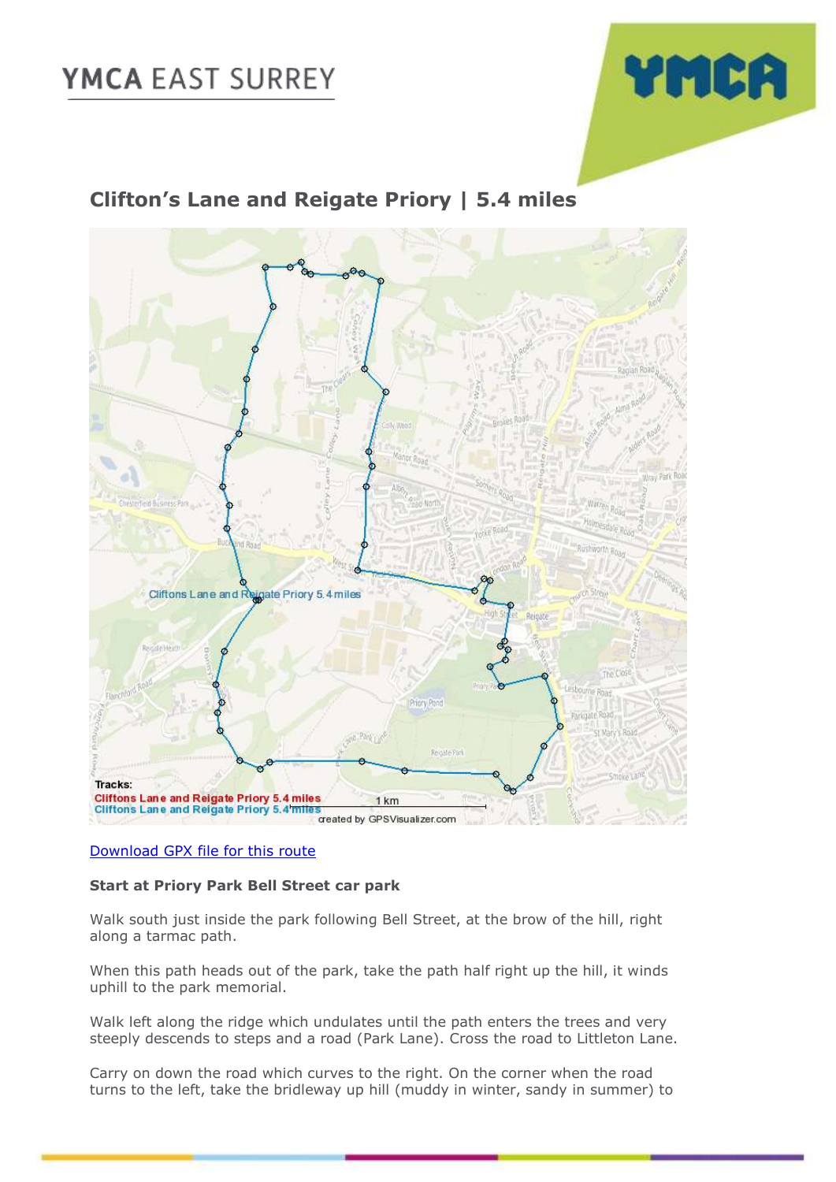YMCA EAST SURREY

## Clifton's Lane and Reigate Priory | 5.4 miles

Download GPX file for this route

**Start at Priory Park Bell Street car park**

Walk south just inside the park following Bell Street, at the brow of the hill, right along a tarmac path.

When this path heads out of the park, take the path half right up the hill, it winds uphill to the park memorial.

Walk left along the ridge which undulates until the path enters the trees and very steeply descends to steps and a road (Park Lane). Cross the road to Littleton Lane.

Carry on down the road which curves to the right. On the corner when the road turns to the left, take the bridleway up hill (muddy in winter, sandy in summer) to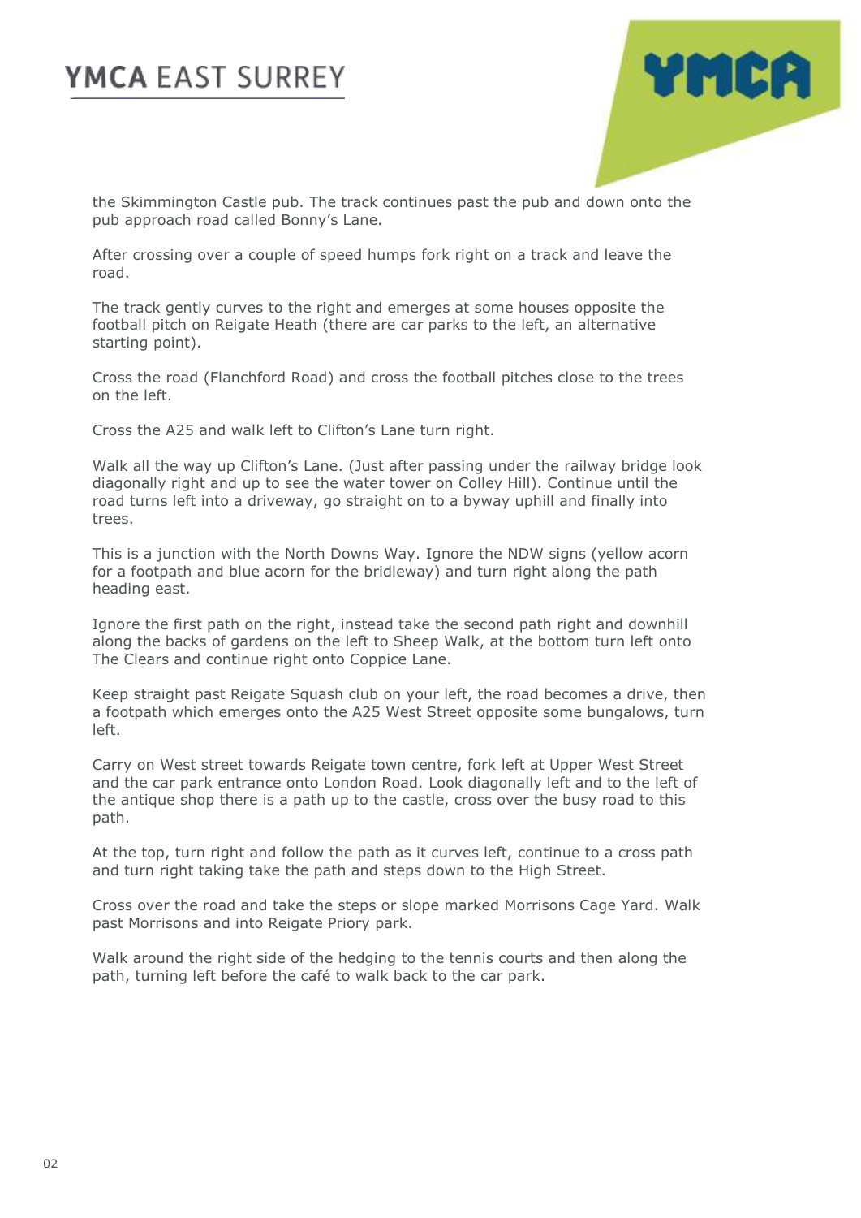the Skimmington Castle pub. The track continues past the pub and down onto the pub approach road called Bonny's Lane.

After crossing over a couple of speed humps fork right on a track and leave the road.

The track gently curves to the right and emerges at some houses opposite the football pitch on Reigate Heath (there are car parks to the left, an alternative starting point).

Cross the road (Flanchford Road) and cross the football pitches close to the trees on the left.

Cross the A25 and walk left to Clifton's Lane turn right.

Walk all the way up Clifton's Lane. (Just after passing under the railway bridge look diagonally right and up to see the water tower on Colley Hill). Continue until the road turns left into a driveway, go straight on to a byway uphill and finally into trees.

This is a junction with the North Downs Way. Ignore the NDW signs (yellow acorn for a footpath and blue acorn for the bridleway) and turn right along the path heading east.

Ignore the first path on the right, instead take the second path right and downhill along the backs of gardens on the left to Sheep Walk, at the bottom turn left onto The Clears and continue right onto Coppice Lane.

Keep straight past Reigate Squash club on your left, the road becomes a drive, then a footpath which emerges onto the A25 West Street opposite some bungalows, turn left.

Carry on West street towards Reigate town centre, fork left at Upper West Street and the car park entrance onto London Road. Look diagonally left and to the left of the antique shop there is a path up to the castle, cross over the busy road to this path.

At the top, turn right and follow the path as it curves left, continue to a cross path and turn right taking take the path and steps down to the High Street.

Cross over the road and take the steps or slope marked Morrisons Cage Yard. Walk past Morrisons and into Reigate Priory park.

Walk around the right side of the hedging to the tennis courts and then along the path, turning left before the café to walk back to the car park.